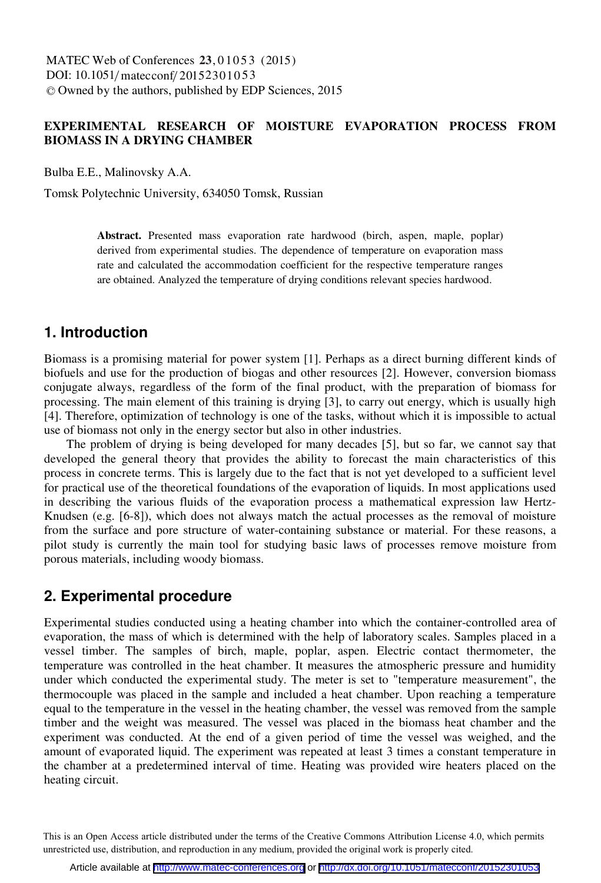# EXPERIMENTAL RESEARCH OF MOISTURE EVAPORATION PROCESS FROM BIOMASS IN A DRYING CHAMBER

Bulba E.E., Malinovsky A.A.

Tomsk Polytechnic University, 634050 Tomsk, Russian

**Abstract.** Presented mass evaporation rate hardwood (birch, aspen, maple, poplar) derived from experimental studies. The dependence of temperature on evaporation mass rate and calculated the accommodation coefficient for the respective temperature ranges are obtained. Analyzed the temperature of drying conditions relevant species hardwood.

## 1. Introduction

Biomass is a promising material for power system [1]. Perhaps as a direct burning different kinds of biofuels and use for the production of biogas and other resources [2]. However, conversion biomass conjugate always, regardless of the form of the final product, with the preparation of biomass for processing. The main element of this training is drying [3], to carry out energy, which is usually high [4]. Therefore, optimization of technology is one of the tasks, without which it is impossible to actual use of biomass not only in the energy sector but also in other industries.

The problem of drying is being developed for many decades [5], but so far, we cannot say that developed the general theory that provides the ability to forecast the main characteristics of this process in concrete terms. This is largely due to the fact that is not yet developed to a sufficient level for practical use of the theoretical foundations of the evaporation of liquids. In most applications used in describing the various fluids of the evaporation process a mathematical expression law Hertz-Knudsen (e.g. [6-8]), which does not always match the actual processes as the removal of moisture from the surface and pore structure of water-containing substance or material. For these reasons, a pilot study is currently the main tool for studying basic laws of processes remove moisture from porous materials, including woody biomass.

## 2. Experimental procedure

Experimental studies conducted using a heating chamber into which the container-controlled area of evaporation, the mass of which is determined with the help of laboratory scales. Samples placed in a vessel timber. The samples of birch, maple, poplar, aspen. Electric contact thermometer, the temperature was controlled in the heat chamber. It measures the atmospheric pressure and humidity under which conducted the experimental study. The meter is set to "temperature measurement", the thermocouple was placed in the sample and included a heat chamber. Upon reaching a temperature equal to the temperature in the vessel in the heating chamber, the vessel was removed from the sample timber and the weight was measured. The vessel was placed in the biomass heat chamber and the experiment was conducted. At the end of a given period of time the vessel was weighed, and the amount of evaporated liquid. The experiment was repeated at least 3 times a constant temperature in the chamber at a predetermined interval of time. Heating was provided wire heaters placed on the heating circuit.

This is an Open Access article distributed under the terms of the Creative Commons Attribution License 4.0, which permits unrestricted use, distribution, and reproduction in any medium, provided the original work is properly cited.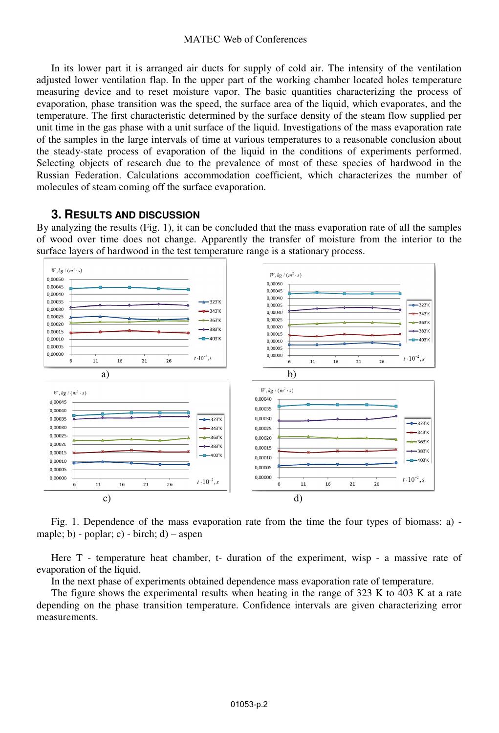In its lower part it is arranged air ducts for supply of cold air. The intensity of the ventilation adjusted lower ventilation flap. In the upper part of the working chamber located holes temperature measuring device and to reset moisture vapor. The basic quantities characterizing the process of evaporation, phase transition was the speed, the surface area of the liquid, which evaporates, and the temperature. The first characteristic determined by the surface density of the steam flow supplied per unit time in the gas phase with a unit surface of the liquid. Investigations of the mass evaporation rate of the samples in the large intervals of time at various temperatures to a reasonable conclusion about the steady-state process of evaporation of the liquid in the conditions of experiments performed. Selecting objects of research due to the prevalence of most of these species of hardwood in the Russian Federation. Calculations accommodation coefficient, which characterizes the number of molecules of steam coming off the surface evaporation.

## 3. Results and discussion

By analyzing the results (Fig. 1), it can be concluded that the mass evaporation rate of all the samples of wood over time does not change. Apparently the transfer of moisture from the interior to the surface layers of hardwood in the test temperature range is a stationary process.

Fig. 1. Dependence of the mass evaporation rate from the time the four types of biomass: a) - maple; b) - poplar; c) - birch; d) – aspen

Here T - temperature heat chamber, t- duration of the experiment, wisp - a massive rate of evaporation of the liquid.

In the next phase of experiments obtained dependence mass evaporation rate of temperature.

The figure shows the experimental results when heating in the range of 323 K to 403 K at a rate depending on the phase transition temperature. Confidence intervals are given characterizing error measurements.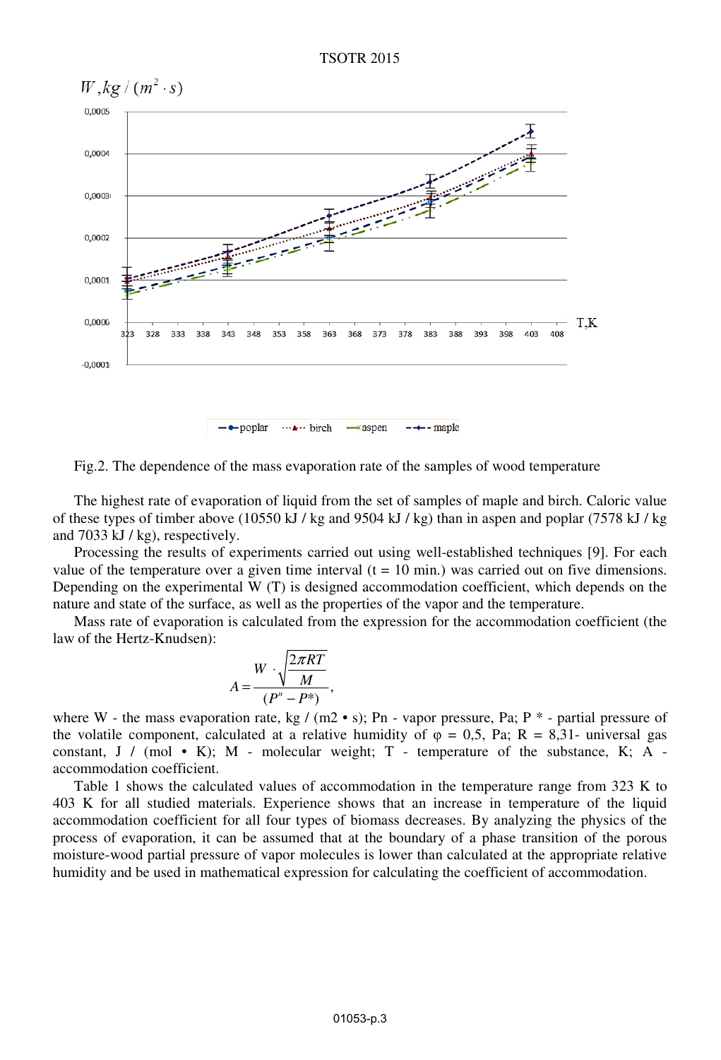Fig.2. The dependence of the mass evaporation rate of the samples of wood temperature

The highest rate of evaporation of liquid from the set of samples of maple and birch. Caloric value of these types of timber above (10550 kJ / kg and 9504 kJ / kg) than in aspen and poplar (7578 kJ / kg and 7033 kJ / kg), respectively.

Processing the results of experiments carried out using well-established techniques [9]. For each value of the temperature over a given time interval (t = 10 min.) was carried out on five dimensions. Depending on the experimental W (T) is designed accommodation coefficient, which depends on the nature and state of the surface, as well as the properties of the vapor and the temperature.

Mass rate of evaporation is calculated from the expression for the accommodation coefficient (the law of the Hertz-Knudsen):

$$A = \frac{W \cdot \sqrt{\frac{2\pi RT}{M}}}{(P^{н} - P^{*})},$$

where W - the mass evaporation rate, kg / (m2 • s); Pn - vapor pressure, Pa; P * - partial pressure of the volatile component, calculated at a relative humidity of φ = 0,5, Pa; R = 8,31- universal gas constant, J / (mol • K); M - molecular weight; T - temperature of the substance, K; A - accommodation coefficient.

Table 1 shows the calculated values of accommodation in the temperature range from 323 K to 403 K for all studied materials. Experience shows that an increase in temperature of the liquid accommodation coefficient for all four types of biomass decreases. By analyzing the physics of the process of evaporation, it can be assumed that at the boundary of a phase transition of the porous moisture-wood partial pressure of vapor molecules is lower than calculated at the appropriate relative humidity and be used in mathematical expression for calculating the coefficient of accommodation.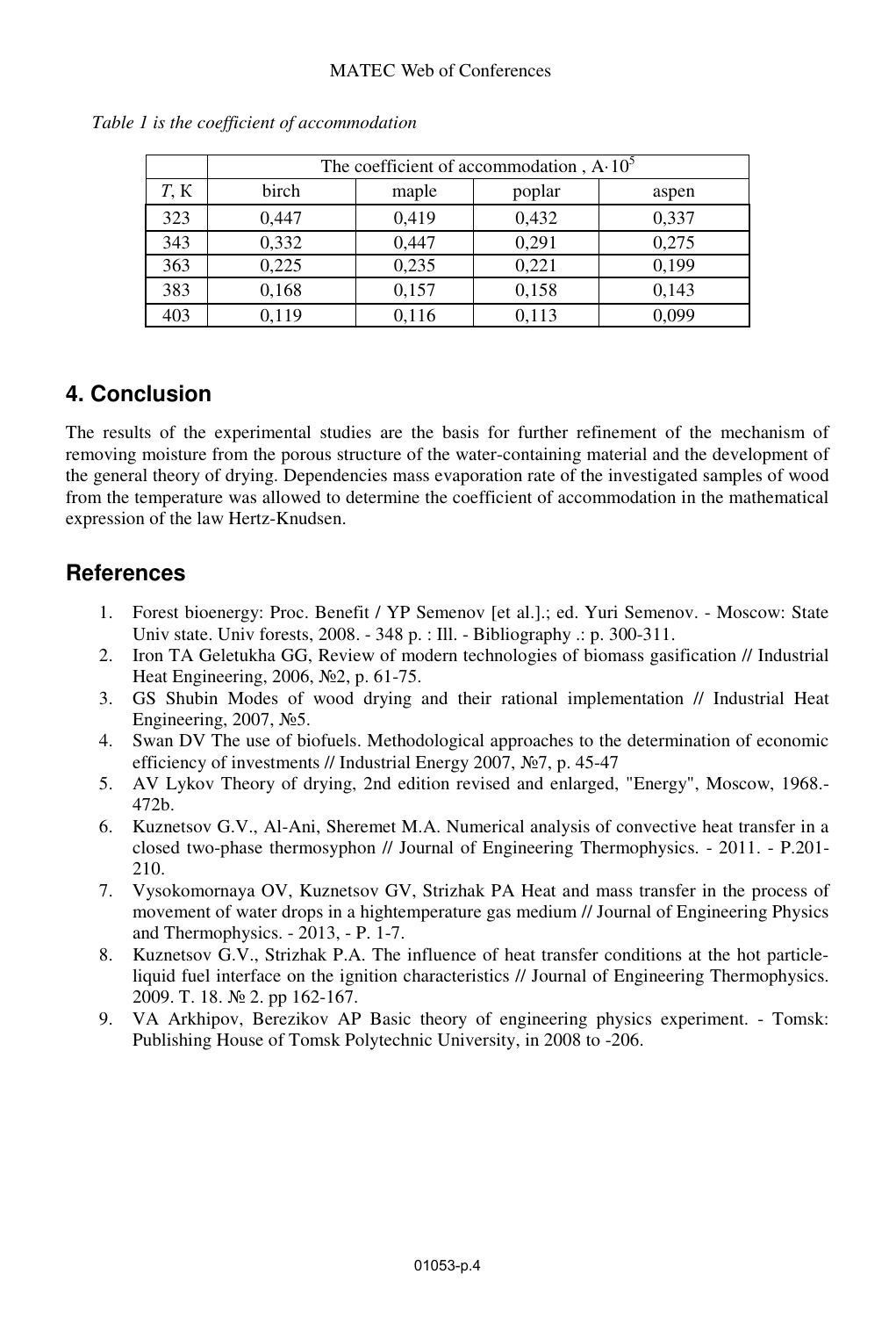*Table 1 is the coefficient of accommodation*

| | The coefficient of accommodation , $A \cdot 10^5$ | | | |
|---|---|---|---|---|
| *T*, K | birch | maple | poplar | aspen |
| 323 | 0,447 | 0,419 | 0,432 | 0,337 |
| 343 | 0,332 | 0,447 | 0,291 | 0,275 |
| 363 | 0,225 | 0,235 | 0,221 | 0,199 |
| 383 | 0,168 | 0,157 | 0,158 | 0,143 |
| 403 | 0,119 | 0,116 | 0,113 | 0,099 |

## 4. Conclusion

The results of the experimental studies are the basis for further refinement of the mechanism of removing moisture from the porous structure of the water-containing material and the development of the general theory of drying. Dependencies mass evaporation rate of the investigated samples of wood from the temperature was allowed to determine the coefficient of accommodation in the mathematical expression of the law Hertz-Knudsen.

## References

1. Forest bioenergy: Proc. Benefit / YP Semenov [et al.].; ed. Yuri Semenov. - Moscow: State Univ state. Univ forests, 2008. - 348 p. : Ill. - Bibliography .: p. 300-311.
2. Iron TA Geletukha GG, Review of modern technologies of biomass gasification // Industrial Heat Engineering, 2006, №2, p. 61-75.
3. GS Shubin Modes of wood drying and their rational implementation // Industrial Heat Engineering, 2007, №5.
4. Swan DV The use of biofuels. Methodological approaches to the determination of economic efficiency of investments // Industrial Energy 2007, №7, p. 45-47
5. AV Lykov Theory of drying, 2nd edition revised and enlarged, "Energy", Moscow, 1968.-472b.
6. Kuznetsov G.V., Al-Ani, Sheremet M.A. Numerical analysis of convective heat transfer in a closed two-phase thermosyphon // Journal of Engineering Thermophysics. - 2011. - P.201-210.
7. Vysokomornaya OV, Kuznetsov GV, Strizhak PA Heat and mass transfer in the process of movement of water drops in a hightemperature gas medium // Journal of Engineering Physics and Thermophysics. - 2013, - P. 1-7.
8. Kuznetsov G.V., Strizhak P.A. The influence of heat transfer conditions at the hot particle-liquid fuel interface on the ignition characteristics // Journal of Engineering Thermophysics. 2009. T. 18. № 2. pp 162-167.
9. VA Arkhipov, Berezikov AP Basic theory of engineering physics experiment. - Tomsk: Publishing House of Tomsk Polytechnic University, in 2008 to -206.